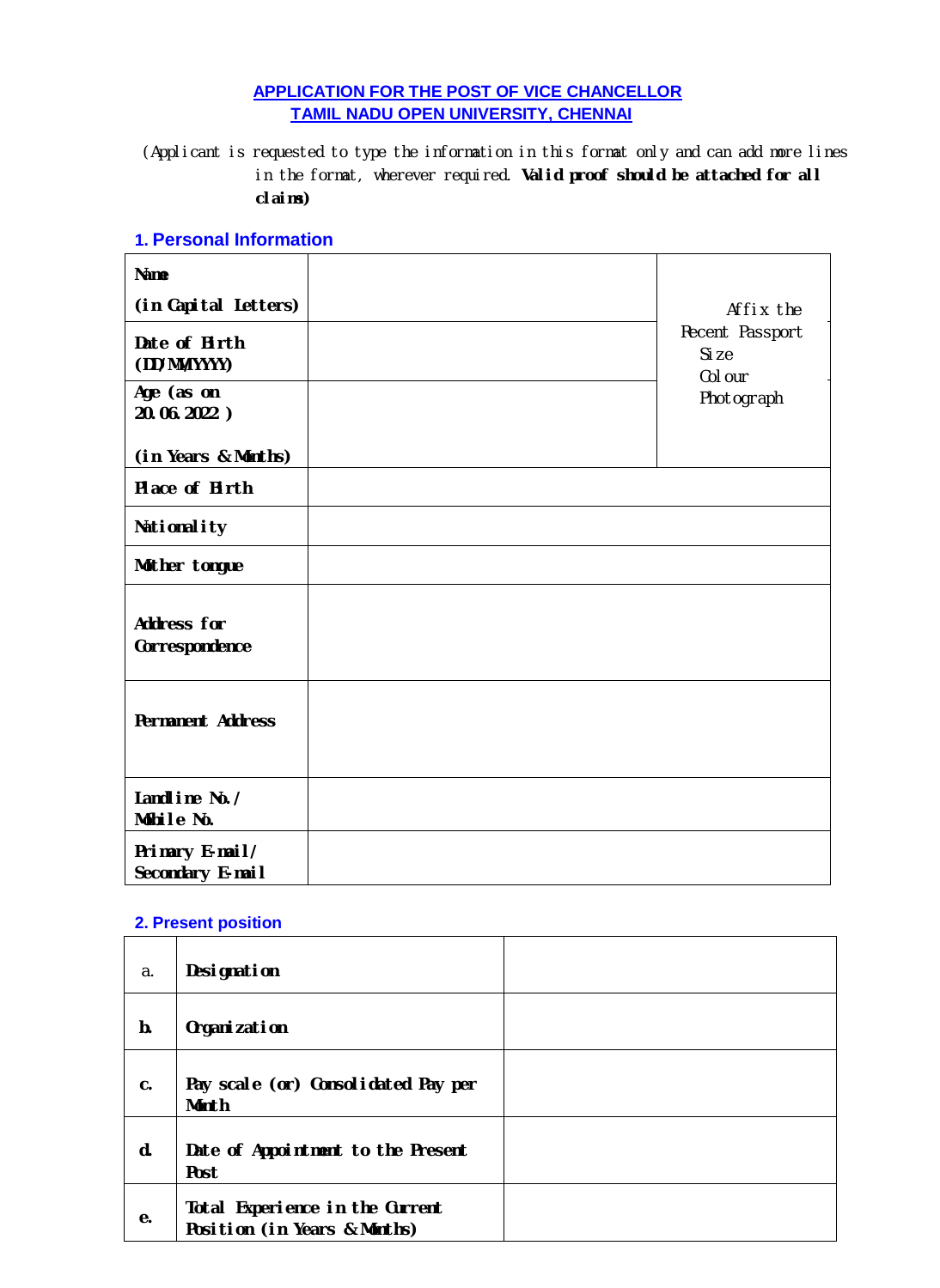# APPLICATION FOR THE POST OF VICE CHANCELLOR
# TAMIL NADU OPEN UNIVERSITY, CHENNAI

(Applicant is requested to type the information in this format only and can add more lines in the format, wherever required. **Valid proof should be attached for all claims)**

## 1. Personal Information

| | | |
|---|---|---|
| **Name (in Capital Letters)** | | Affix the Recent Passport Size Colour Photograph |
| **Date of Birth (DD/MM/YYYY)** | | |
| **Age (as on 20.06.2022 ) (in Years & Months)** | | |
| **Place of Birth** | | |
| **Nationality** | | |
| **Mother tongue** | | |
| **Address for Correspondence** | | |
| **Permanent Address** | | |
| **Landline No./ Mobile No.** | | |
| **Primary E-mail/ Secondary E-mail** | | |

## 2. Present position

| | | |
|---|---|---|
| a. | **Designation** | |
| **b.** | **Organization** | |
| **c.** | **Pay scale (or) Consolidated Pay per Month** | |
| **d.** | **Date of Appointment to the Present Post** | |
| **e.** | **Total Experience in the Current Position (in Years & Months)** | |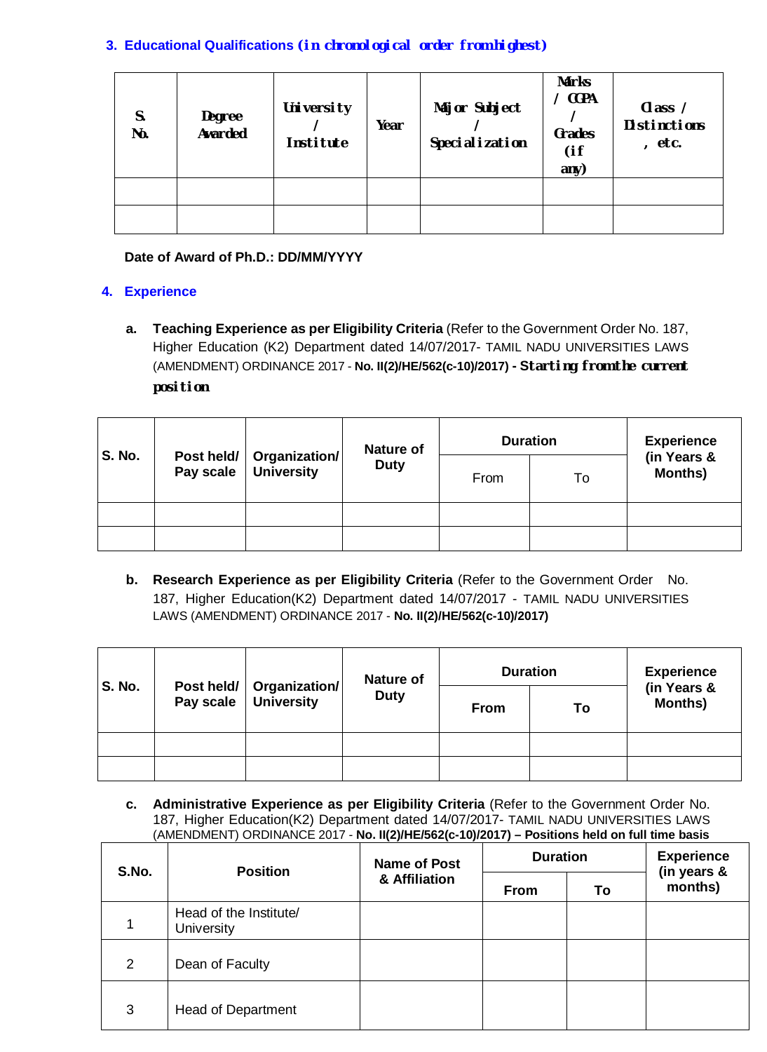### 3. Educational Qualifications (in chronological order from highest)

| S. No. | Degree Awarded | University / Institute | Year | Major Subject / Specialization | Marks / CGPA / Grades (if any) | Class / Distinctions, etc. |
|---|---|---|---|---|---|---|
| | | | | | | |
| | | | | | | |

**Date of Award of Ph.D.: DD/MM/YYYY**

### 4. Experience

**a. Teaching Experience as per Eligibility Criteria** (Refer to the Government Order No. 187, Higher Education (K2) Department dated 14/07/2017- TAMIL NADU UNIVERSITIES LAWS (AMENDMENT) ORDINANCE 2017 - **No. II(2)/HE/562(c-10)/2017) - Starting from the current position**

| S. No. | Post held/ Pay scale | Organization/ University | Nature of Duty | Duration | | Experience (in Years & Months) |
|---|---|---|---|---|---|---|
| | | | | From | To | |
| | | | | | | |
| | | | | | | |

**b. Research Experience as per Eligibility Criteria** (Refer to the Government Order No. 187, Higher Education(K2) Department dated 14/07/2017 - TAMIL NADU UNIVERSITIES LAWS (AMENDMENT) ORDINANCE 2017 - **No. II(2)/HE/562(c-10)/2017)**

| S. No. | Post held/ Pay scale | Organization/ University | Nature of Duty | Duration | | Experience (in Years & Months) |
|---|---|---|---|---|---|---|
| | | | | From | To | |
| | | | | | | |
| | | | | | | |

**c. Administrative Experience as per Eligibility Criteria** (Refer to the Government Order No. 187, Higher Education(K2) Department dated 14/07/2017- TAMIL NADU UNIVERSITIES LAWS (AMENDMENT) ORDINANCE 2017 - **No. II(2)/HE/562(c-10)/2017) – Positions held on full time basis**

| S.No. | Position | Name of Post & Affiliation | Duration | | Experience (in years & months) |
|---|---|---|---|---|---|
| | | | From | To | |
| 1 | Head of the Institute/ University | | | | |
| 2 | Dean of Faculty | | | | |
| 3 | Head of Department | | | | |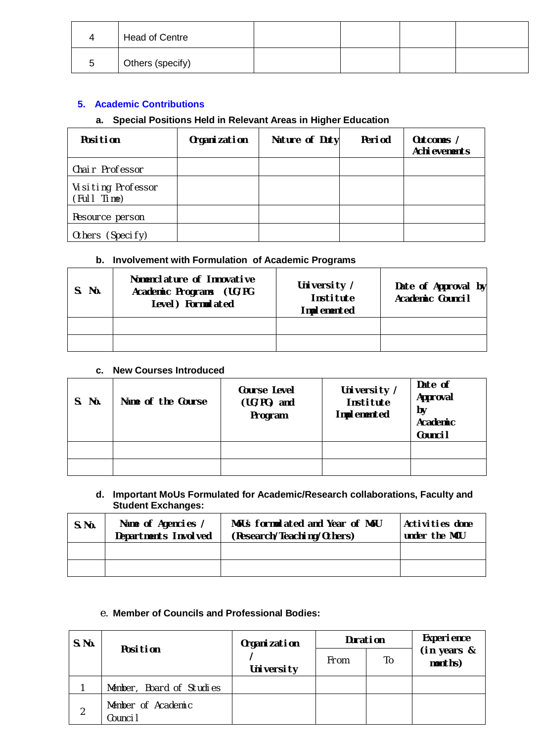| 4 | Head of Centre | | | | |
|---|---|---|---|---|---|
| 5 | Others (specify) | | | | |

## 5. Academic Contributions

### a. Special Positions Held in Relevant Areas in Higher Education

| Position | Organization | Nature of Duty | Period | Outcomes / Achievements |
|---|---|---|---|---|
| Chair Professor | | | | |
| Visiting Professor (Full Time) | | | | |
| Resource person | | | | |
| Others (Specify) | | | | |

### b. Involvement with Formulation of Academic Programs

| S. No. | Nomenclature of Innovative Academic Programs (UG/PG Level) Formulated | University / Institute Implemented | Date of Approval by Academic Council |
|---|---|---|---|
| | | | |
| | | | |

### c. New Courses Introduced

| S. No. | Name of the Course | Course Level (UG/PG) and Program | University / Institute Implemented | Date of Approval by Academic Council |
|---|---|---|---|---|
| | | | | |
| | | | | |

### d. Important MoUs Formulated for Academic/Research collaborations, Faculty and Student Exchanges:

| S.No. | Name of Agencies / Departments Involved | MoUs formulated and Year of MoU (Research/Teaching/Others) | Activities done under the MOU |
|---|---|---|---|
| | | | |
| | | | |

### e. Member of Councils and Professional Bodies:

| S.No. | Position | Organization / University | Duration | | Experience (in years & months) |
|---|---|---|---|---|---|
| | | | From | To | |
| 1 | Member, Board of Studies | | | | |
| 2 | Member of Academic Council | | | | |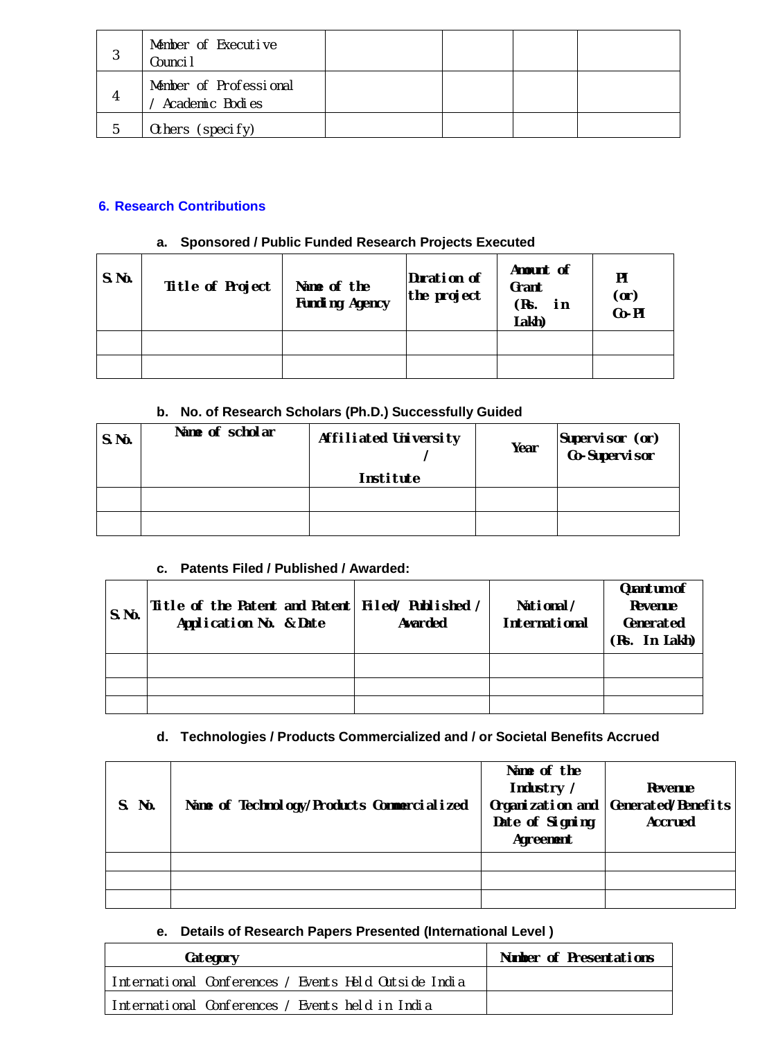| | | | | | |
|---|---|---|---|---|---|
| 3 | Member of Executive Council | | | | |
| 4 | Member of Professional / Academic Bodies | | | | |
| 5 | Others (specify) | | | | |

## 6. Research Contributions

### a. Sponsored / Public Funded Research Projects Executed

| S.No. | Title of Project | Name of the Funding Agency | Duration of the project | Amount of Grant (Rs. in Lakh) | PI (or) Co-PI |
|---|---|---|---|---|---|
| | | | | | |
| | | | | | |

### b. No. of Research Scholars (Ph.D.) Successfully Guided

| S.No. | Name of scholar | Affiliated University / Institute | Year | Supervisor (or) Co-Supervisor |
|---|---|---|---|---|
| | | | | |
| | | | | |

### c. Patents Filed / Published / Awarded:

| S.No. | Title of the Patent and Patent Application No. & Date | Filed/ Published / Awarded | National / International | Quantum of Revenue Generated (Rs. In Lakh) |
|---|---|---|---|---|
| | | | | |
| | | | | |
| | | | | |

### d. Technologies / Products Commercialized and / or Societal Benefits Accrued

| S. No. | Name of Technology/Products Commercialized | Name of the Industry / Organization and Date of Signing Agreement | Revenue Generated/Benefits Accrued |
|---|---|---|---|
| | | | |
| | | | |
| | | | |

### e. Details of Research Papers Presented (International Level )

| Category | Number of Presentations |
|---|---|
| International Conferences / Events Held Outside India | |
| International Conferences / Events held in India | |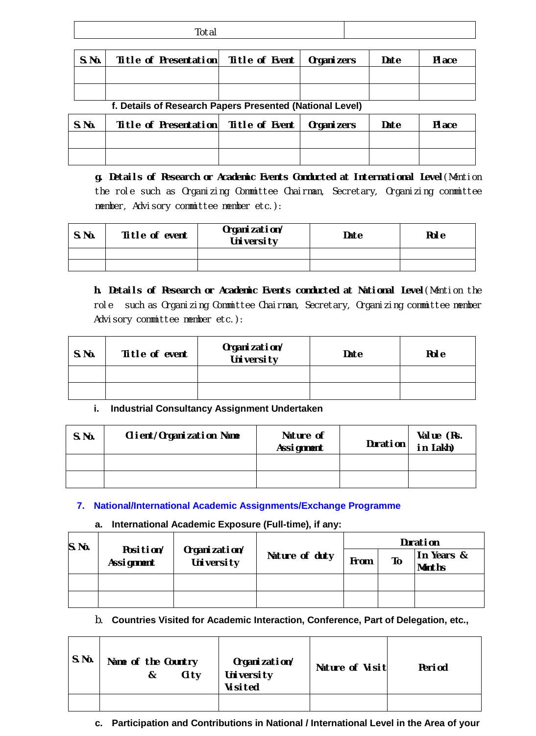| Total | |
|---|---|

| S.No. | Title of Presentation | Title of Event | Organizers | Date | Place |
|---|---|---|---|---|---|
| | | | | | |
| | | | | | |

**f. Details of Research Papers Presented (National Level)**

| S.No. | Title of Presentation | Title of Event | Organizers | Date | Place |
|---|---|---|---|---|---|
| | | | | | |
| | | | | | |

**g. Details of Research or Academic Events Conducted at International Level** (Mention the role such as Organizing Committee Chairman, Secretary, Organizing committee member, Advisory committee member etc.):

| S.No. | Title of event | Organization/ University | Date | Role |
|---|---|---|---|---|
| | | | | |
| | | | | |

**h. Details of Research or Academic Events conducted at National Level** (Mention the role such as Organizing Committee Chairman, Secretary, Organizing committee member Advisory committee member etc.):

| S.No. | Title of event | Organization/ University | Date | Role |
|---|---|---|---|---|
| | | | | |
| | | | | |

**i. Industrial Consultancy Assignment Undertaken**

| S.No. | Client/Organization Name | Nature of Assignment | Duration | Value (Rs. in Lakh) |
|---|---|---|---|---|
| | | | | |
| | | | | |

## 7. National/International Academic Assignments/Exchange Programme

**a. International Academic Exposure (Full-time), if any:**

| S.No. | Position/ Assignment | Organization/ University | Nature of duty | Duration | | |
|---|---|---|---|---|---|---|
| | | | | From | To | In Years & Months |
| | | | | | | |
| | | | | | | |

**b. Countries Visited for Academic Interaction, Conference, Part of Delegation, etc.,**

| S.No. | Name of the Country & City | Organization/ University Visited | Nature of Visit | Period |
|---|---|---|---|---|
| | | | | |

**c. Participation and Contributions in National / International Level in the Area of your**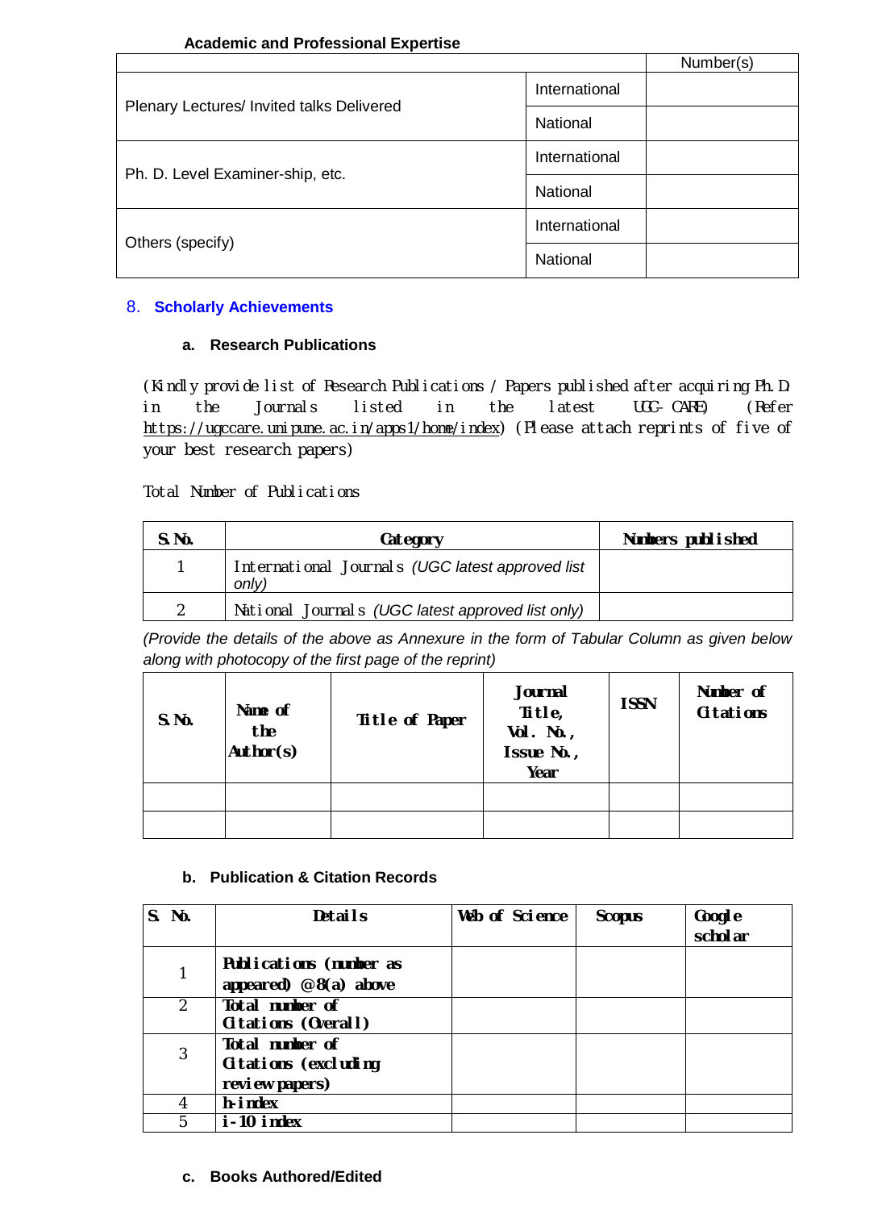**Academic and Professional Expertise**

| | | Number(s) |
|---|---|---|
| Plenary Lectures/ Invited talks Delivered | International | |
| | National | |
| Ph. D. Level Examiner-ship, etc. | International | |
| | National | |
| Others (specify) | International | |
| | National | |

## 8. Scholarly Achievements

### a. Research Publications

(Kindly provide list of Research Publications / Papers published after acquiring Ph.D in the Journals listed in the latest UGC-CARE) (Refer https://ugccare.unipune.ac.in/apps1/home/index) (Please attach reprints of five of your best research papers)

Total Number of Publications

| S.No. | Category | Numbers published |
|---|---|---|
| 1 | International Journals *(UGC latest approved list only)* | |
| 2 | National Journals *(UGC latest approved list only)* | |

*(Provide the details of the above as Annexure in the form of Tabular Column as given below along with photocopy of the first page of the reprint)*

| S.No. | Name of the Author(s) | Title of Paper | Journal Title, Vol. No., Issue No., Year | ISSN | Number of Citations |
|---|---|---|---|---|---|
| | | | | | |
| | | | | | |

### b. Publication & Citation Records

| S. No. | Details | Web of Science | Scopus | Google scholar |
|---|---|---|---|---|
| 1 | **Publications (number as appeared) @8(a) above** | | | |
| 2 | **Total number of Citations (Overall)** | | | |
| 3 | **Total number of Citations (excluding review papers)** | | | |
| 4 | **h-index** | | | |
| 5 | **i-10 index** | | | |

### c. Books Authored/Edited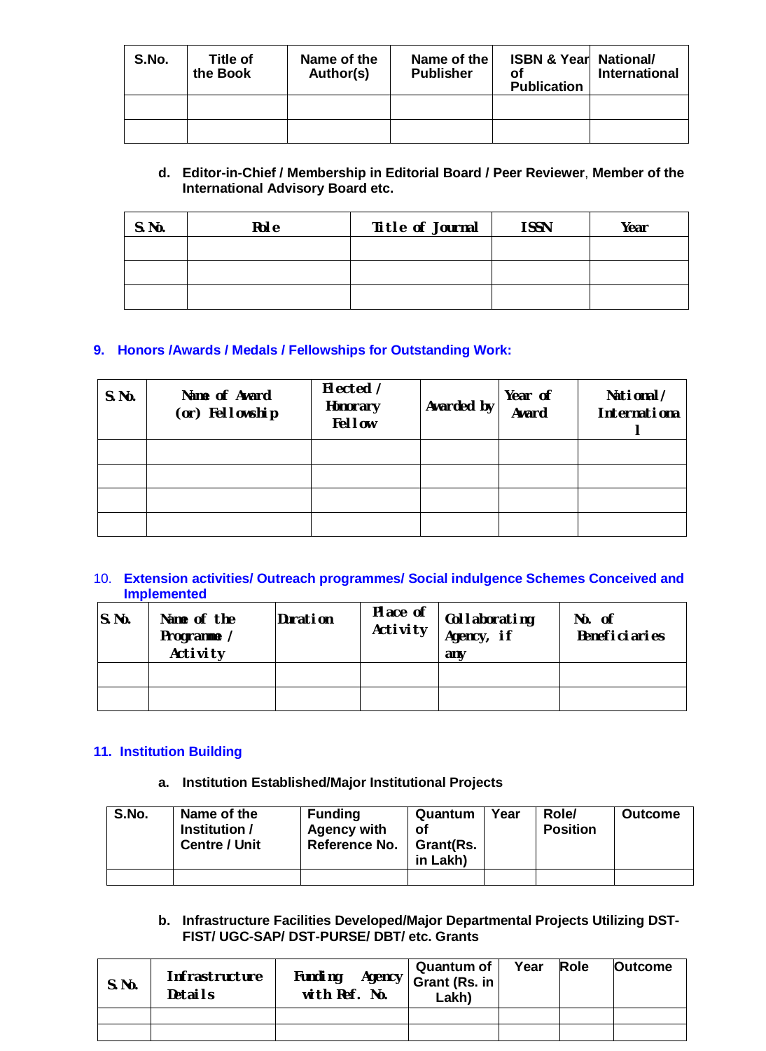| S.No. | Title of the Book | Name of the Author(s) | Name of the Publisher | ISBN & Year of Publication | National/ International |
|---|---|---|---|---|---|
| | | | | | |
| | | | | | |

**d. Editor-in-Chief / Membership in Editorial Board / Peer Reviewer, Member of the International Advisory Board etc.**

| S.No. | Role | Title of Journal | ISSN | Year |
|---|---|---|---|---|
| | | | | |
| | | | | |
| | | | | |

## 9. Honors /Awards / Medals / Fellowships for Outstanding Work:

| S.No. | Name of Award (or) Fellowship | Elected / Honorary Fellow | Awarded by | Year of Award | National/ International |
|---|---|---|---|---|---|
| | | | | | |
| | | | | | |
| | | | | | |
| | | | | | |

## 10. Extension activities/ Outreach programmes/ Social indulgence Schemes Conceived and Implemented

| S.No. | Name of the Programme / Activity | Duration | Place of Activity | Collaborating Agency, if any | No. of Beneficiaries |
|---|---|---|---|---|---|
| | | | | | |
| | | | | | |

## 11. Institution Building

**a. Institution Established/Major Institutional Projects**

| S.No. | Name of the Institution / Centre / Unit | Funding Agency with Reference No. | Quantum of Grant(Rs. in Lakh) | Year | Role/ Position | Outcome |
|---|---|---|---|---|---|---|
| | | | | | | |

**b. Infrastructure Facilities Developed/Major Departmental Projects Utilizing DST-FIST/ UGC-SAP/ DST-PURSE/ DBT/ etc. Grants**

| S.No. | Infrastructure Details | Funding Agency with Ref. No. | Quantum of Grant (Rs. in Lakh) | Year | Role | Outcome |
|---|---|---|---|---|---|---|
| | | | | | | |
| | | | | | | |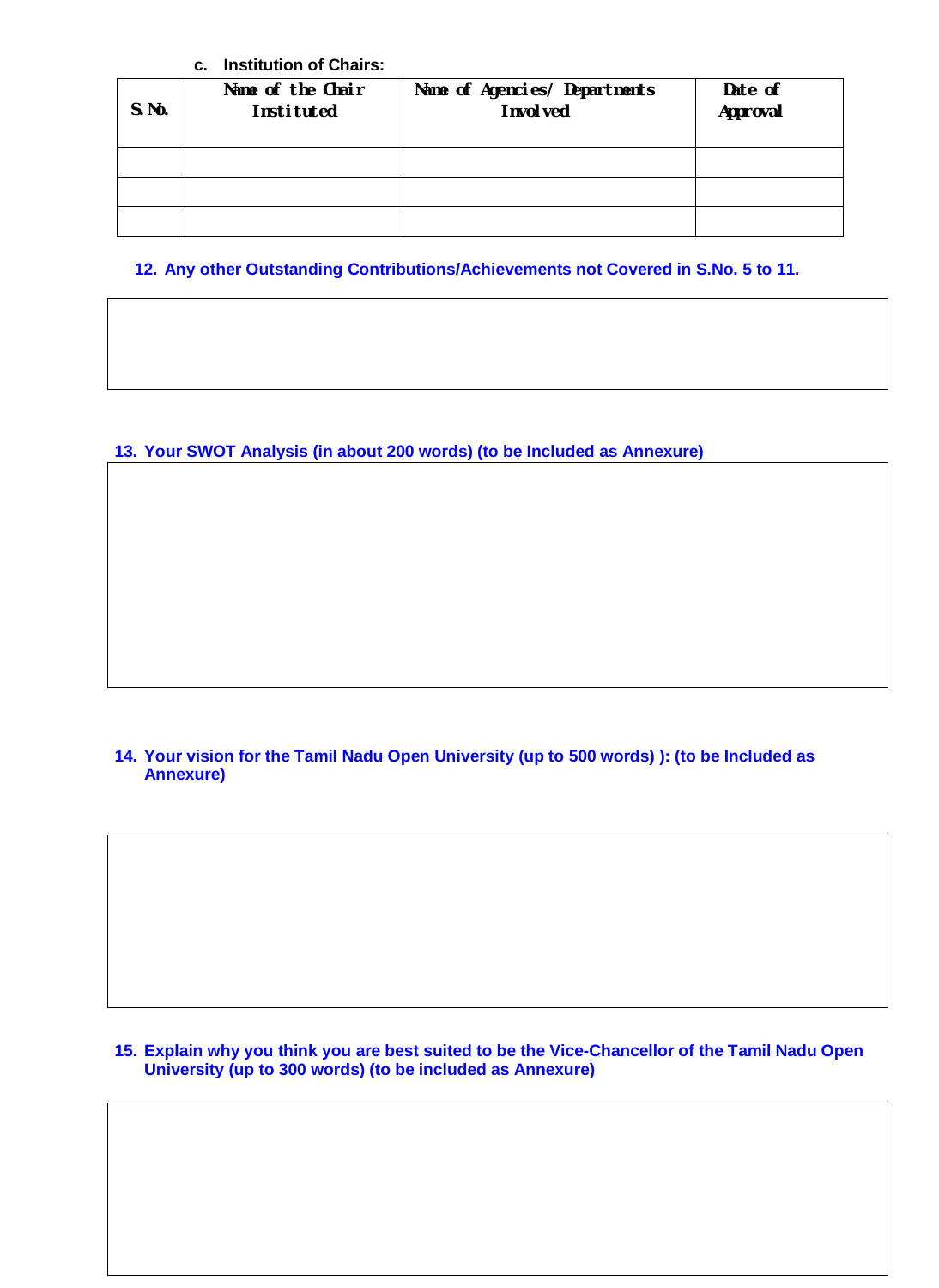**c. Institution of Chairs:**

| S.No. | Name of the Chair Instituted | Name of Agencies/ Departments Involved | Date of Approval |
|---|---|---|---|
| | | | |
| | | | |
| | | | |

**12. Any other Outstanding Contributions/Achievements not Covered in S.No. 5 to 11.**

**13. Your SWOT Analysis (in about 200 words) (to be Included as Annexure)**

**14. Your vision for the Tamil Nadu Open University (up to 500 words) ): (to be Included as Annexure)**

**15. Explain why you think you are best suited to be the Vice-Chancellor of the Tamil Nadu Open University (up to 300 words) (to be included as Annexure)**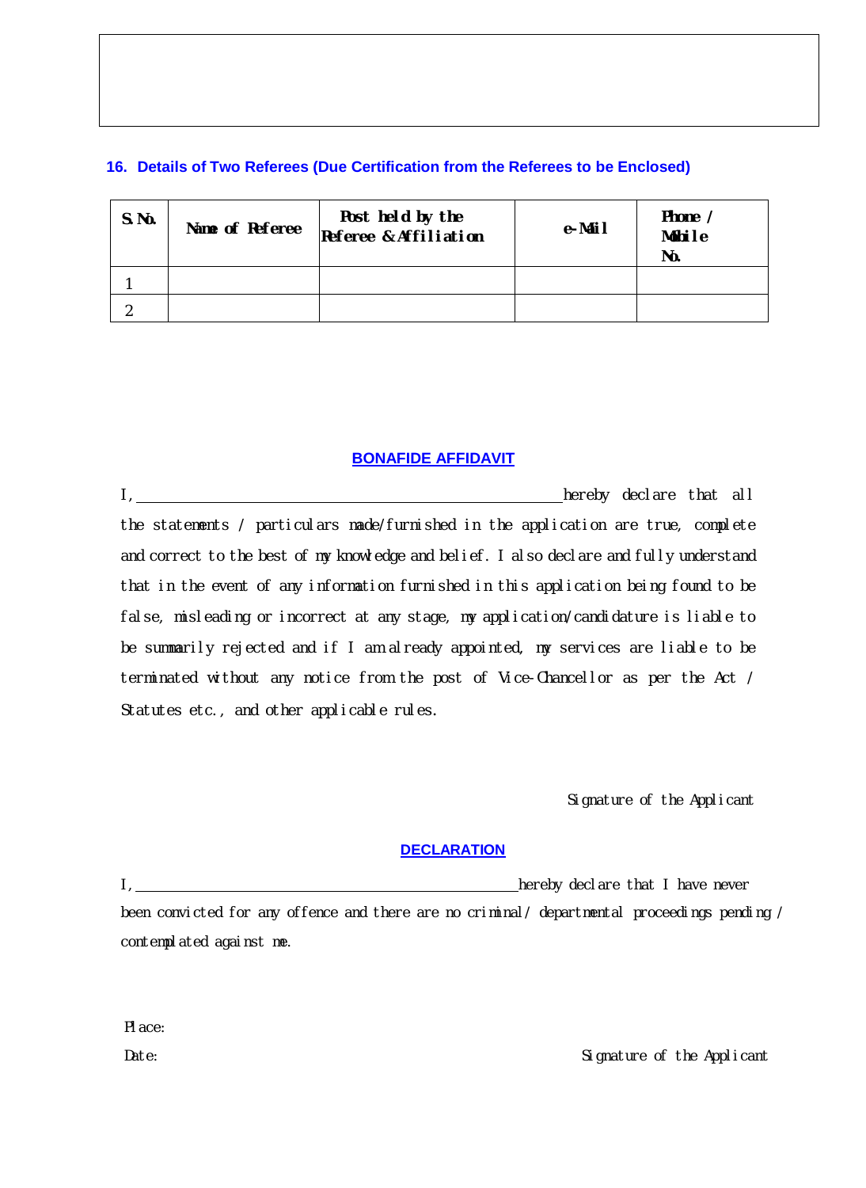## 16. Details of Two Referees (Due Certification from the Referees to be Enclosed)

| S.No. | Name of Referee | Post held by the Referee & Affiliation | e-Mail | Phone / Mobile No. |
|---|---|---|---|---|
| 1 | | | | |
| 2 | | | | |

## BONAFIDE AFFIDAVIT

I, \_\_\_\_\_\_\_\_\_\_\_\_\_\_\_\_\_\_\_\_\_\_\_\_\_\_\_\_\_\_\_\_\_\_\_\_\_\_\_\_\_\_\_\_ hereby declare that all the statements / particulars made/furnished in the application are true, complete and correct to the best of my knowledge and belief. I also declare and fully understand that in the event of any information furnished in this application being found to be false, misleading or incorrect at any stage, my application/candidature is liable to be summarily rejected and if I am already appointed, my services are liable to be terminated without any notice from the post of Vice-Chancellor as per the Act / Statutes etc., and other applicable rules.

Signature of the Applicant

## DECLARATION

I, \_\_\_\_\_\_\_\_\_\_\_\_\_\_\_\_\_\_\_\_\_\_\_\_\_\_\_\_\_\_\_\_\_\_\_\_\_\_\_\_\_\_\_\_ hereby declare that I have never been convicted for any offence and there are no criminal / departmental proceedings pending / contemplated against me.

Place:

Date:

Signature of the Applicant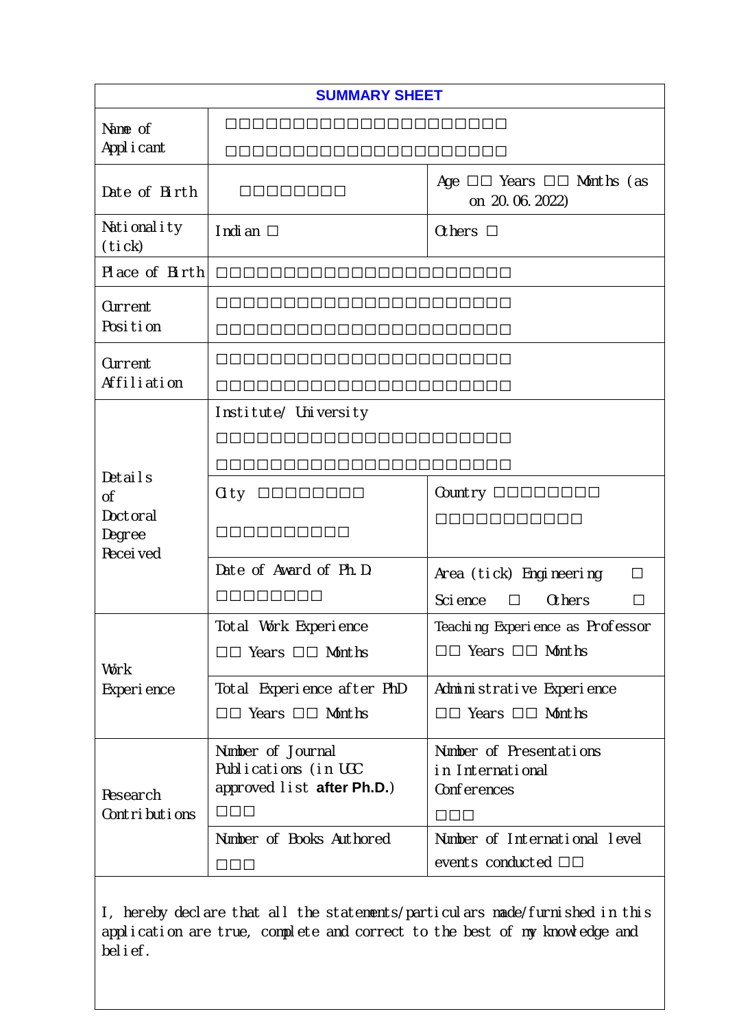| **SUMMARY SHEET** | | |
|---|---|---|
| Name of Applicant | □□□□□□□□□□□□□□□□□□□□□ □□□□□□□□□□□□□□□□□□□□□ | |
| Date of Birth | □□□□□□□□ | Age □□ Years □□ Months (as on 20.06.2022) |
| Nationality (tick) | Indian □ | Others □ |
| Place of Birth | □□□□□□□□□□□□□□□□□□□□□□ | |
| Current Position | □□□□□□□□□□□□□□□□□□□□□□ □□□□□□□□□□□□□□□□□□□□□□ | |
| Current Affiliation | □□□□□□□□□□□□□□□□□□□□□□ □□□□□□□□□□□□□□□□□□□□□□ | |
| Details of Doctoral Degree Received | Institute/ University □□□□□□□□□□□□□□□□□□□□□□ □□□□□□□□□□□□□□□□□□□□□□ | |
| | City □□□□□□□□ □□□□□□□□□□ | Country □□□□□□□□ □□□□□□□□□□□ |
| | Date of Award of Ph.D. □□□□□□□□ | Area (tick) Engineering □ Science □ Others □ |
| Work Experience | Total Work Experience □□ Years □□ Months | Teaching Experience as Professor □□ Years □□ Months |
| | Total Experience after PhD □□ Years □□ Months | Administrative Experience □□ Years □□ Months |
| Research Contributions | Number of Journal Publications (in UGC approved list **after Ph.D.**) □□□ | Number of Presentations in International Conferences □□□ |
| | Number of Books Authored □□□ | Number of International level events conducted □□ |

I, hereby declare that all the statements/particulars made/furnished in this application are true, complete and correct to the best of my knowledge and belief.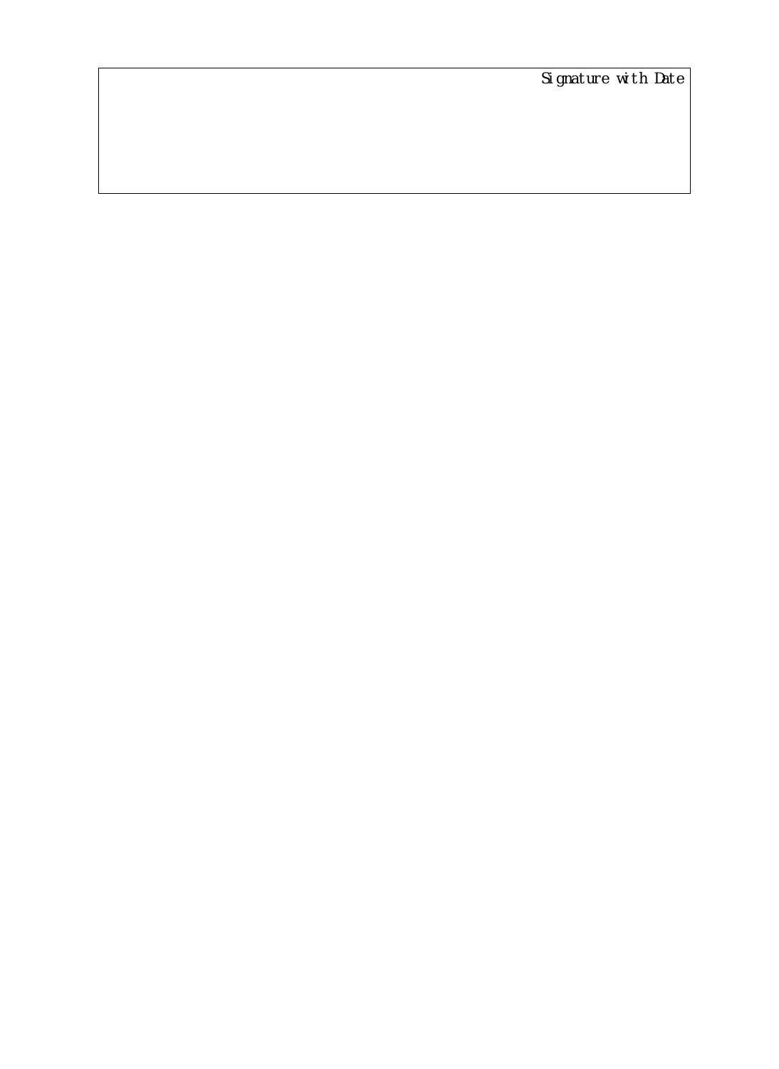| Signature with Date |
| --- |
| |